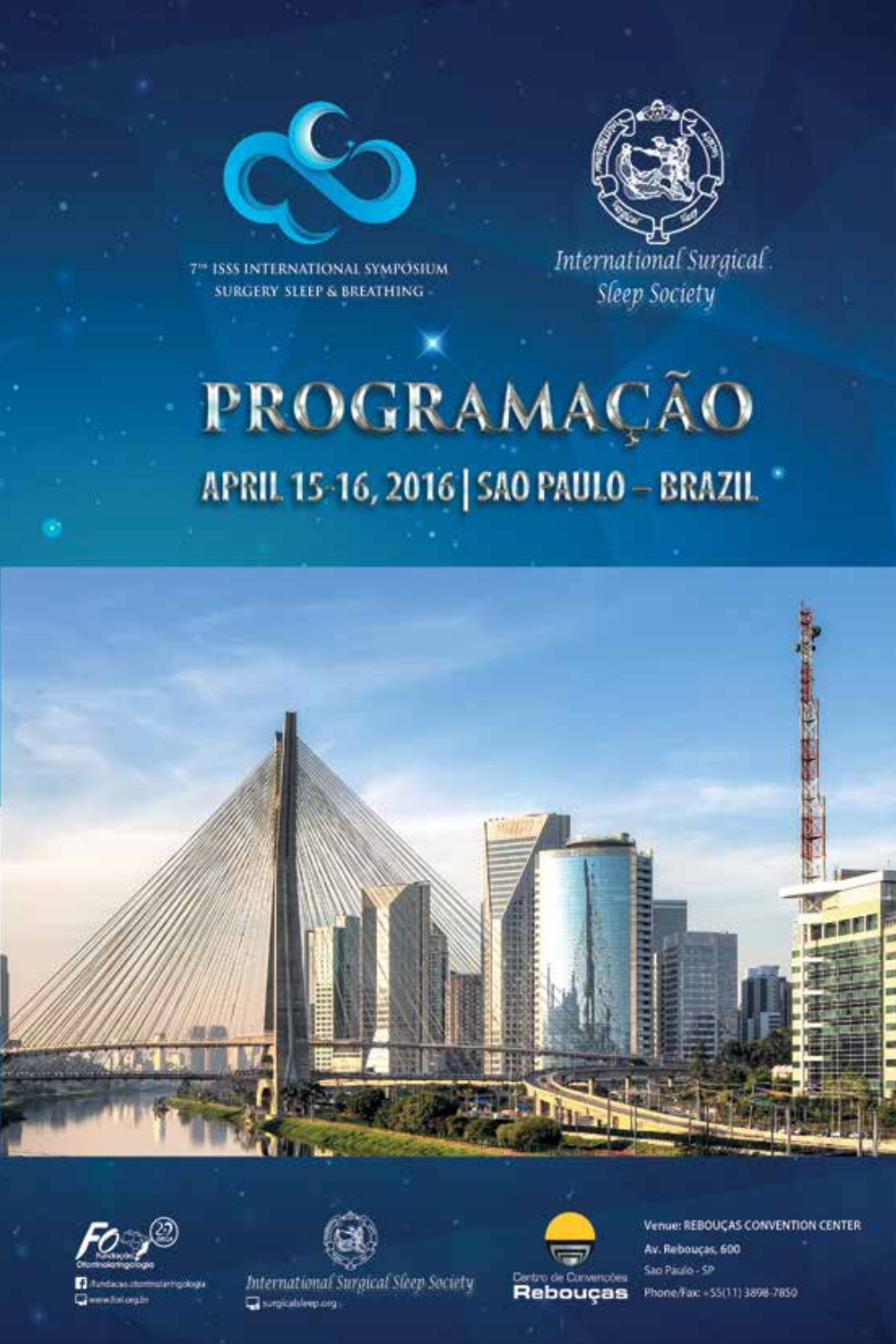7TH ISSS INTERNATIONAL SYMPOSIUM
SURGERY SLEEP & BREATHING

International Surgical Sleep Society

# PROGRAMAÇÃO

## APRIL 15-16, 2016 | SAO PAULO – BRAZIL

FO Fundação Otorrinolaringologia
/fundacao.otorrinolaringologia
www.forl.org.br

International Surgical Sleep Society
surgicalsleep.org

Centro de Convenções Rebouças

Venue: REBOUÇAS CONVENTION CENTER
Av. Rebouças, 600
Sao Paulo - SP
Phone/Fax: +55(11) 3898-7850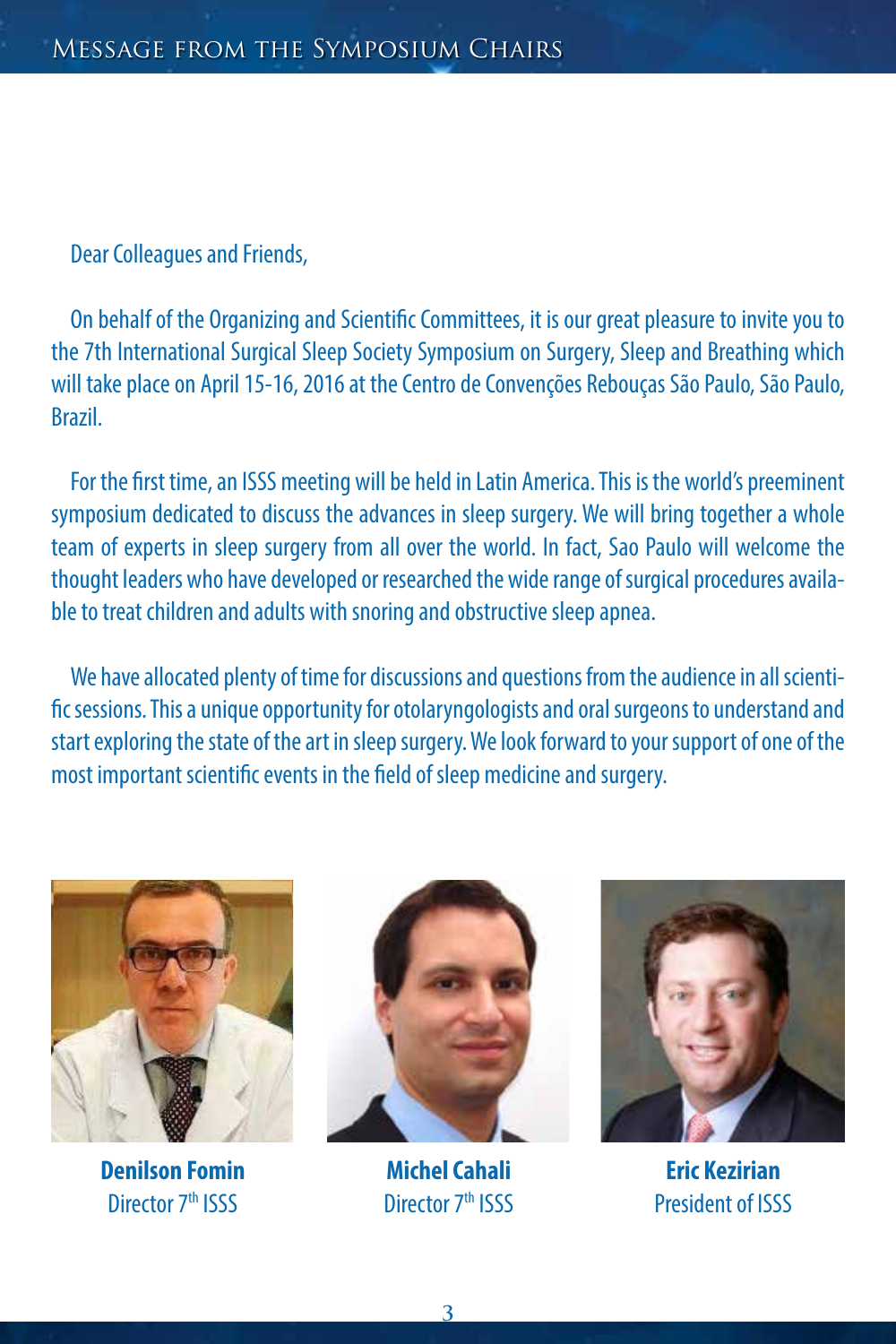# Message from the Symposium Chairs

Dear Colleagues and Friends,

On behalf of the Organizing and Scientific Committees, it is our great pleasure to invite you to the 7th International Surgical Sleep Society Symposium on Surgery, Sleep and Breathing which will take place on April 15-16, 2016 at the Centro de Convenções Rebouças São Paulo, São Paulo, Brazil.

For the first time, an ISSS meeting will be held in Latin America. This is the world's preeminent symposium dedicated to discuss the advances in sleep surgery. We will bring together a whole team of experts in sleep surgery from all over the world. In fact, Sao Paulo will welcome the thought leaders who have developed or researched the wide range of surgical procedures available to treat children and adults with snoring and obstructive sleep apnea.

We have allocated plenty of time for discussions and questions from the audience in all scientific sessions. This a unique opportunity for otolaryngologists and oral surgeons to understand and start exploring the state of the art in sleep surgery. We look forward to your support of one of the most important scientific events in the field of sleep medicine and surgery.

**Denilson Fomin**
Director 7th ISSS

**Michel Cahali**
Director 7th ISSS

**Eric Kezirian**
President of ISSS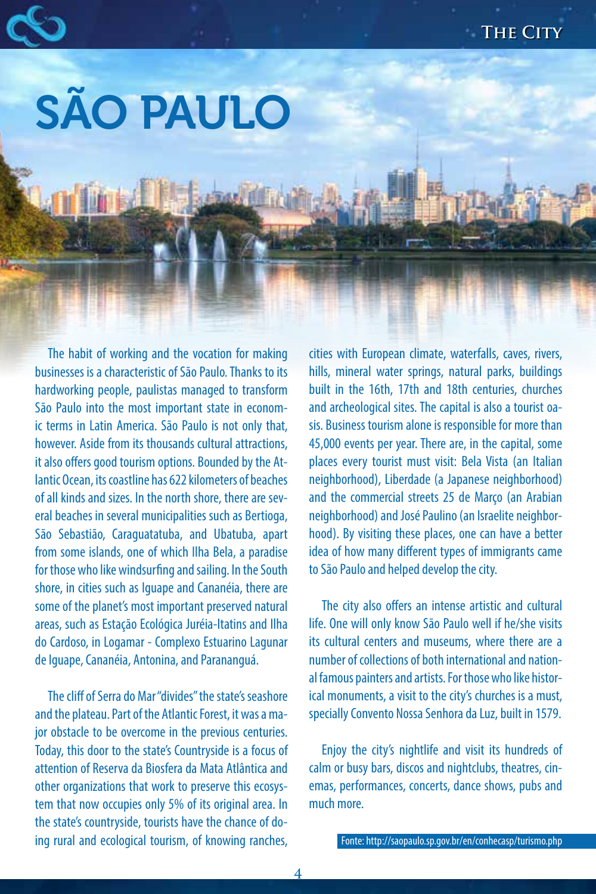# SÃO PAULO

The habit of working and the vocation for making businesses is a characteristic of São Paulo. Thanks to its hardworking people, paulistas managed to transform São Paulo into the most important state in economic terms in Latin America. São Paulo is not only that, however. Aside from its thousands cultural attractions, it also offers good tourism options. Bounded by the Atlantic Ocean, its coastline has 622 kilometers of beaches of all kinds and sizes. In the north shore, there are several beaches in several municipalities such as Bertioga, São Sebastião, Caraguatatuba, and Ubatuba, apart from some islands, one of which Ilha Bela, a paradise for those who like windsurfing and sailing. In the South shore, in cities such as Iguape and Cananéia, there are some of the planet's most important preserved natural areas, such as Estação Ecológica Juréia-Itatins and Ilha do Cardoso, in Logamar - Complexo Estuarino Lagunar de Iguape, Cananéia, Antonina, and Parananguá.

The cliff of Serra do Mar "divides" the state's seashore and the plateau. Part of the Atlantic Forest, it was a major obstacle to be overcome in the previous centuries. Today, this door to the state's Countryside is a focus of attention of Reserva da Biosfera da Mata Atlântica and other organizations that work to preserve this ecosystem that now occupies only 5% of its original area. In the state's countryside, tourists have the chance of doing rural and ecological tourism, of knowing ranches, cities with European climate, waterfalls, caves, rivers, hills, mineral water springs, natural parks, buildings built in the 16th, 17th and 18th centuries, churches and archeological sites. The capital is also a tourist oasis. Business tourism alone is responsible for more than 45,000 events per year. There are, in the capital, some places every tourist must visit: Bela Vista (an Italian neighborhood), Liberdade (a Japanese neighborhood) and the commercial streets 25 de Março (an Arabian neighborhood) and José Paulino (an Israelite neighborhood). By visiting these places, one can have a better idea of how many different types of immigrants came to São Paulo and helped develop the city.

The city also offers an intense artistic and cultural life. One will only know São Paulo well if he/she visits its cultural centers and museums, where there are a number of collections of both international and national famous painters and artists. For those who like historical monuments, a visit to the city's churches is a must, specially Convento Nossa Senhora da Luz, built in 1579.

Enjoy the city's nightlife and visit its hundreds of calm or busy bars, discos and nightclubs, theatres, cinemas, performances, concerts, dance shows, pubs and much more.

Fonte: http://saopaulo.sp.gov.br/en/conhecasp/turismo.php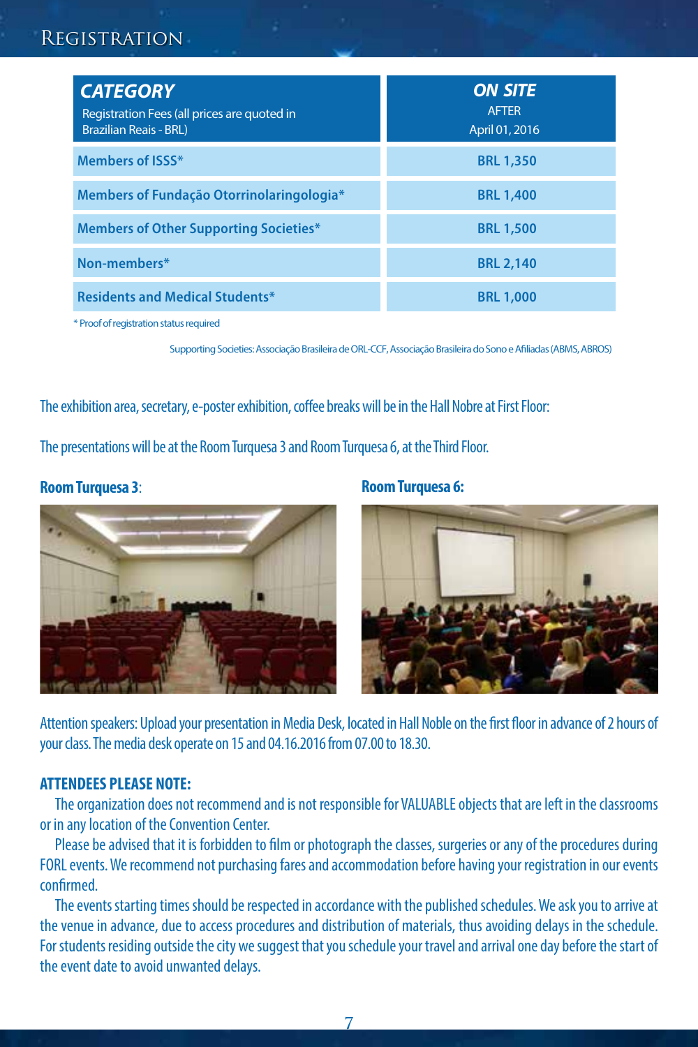# REGISTRATION

| **CATEGORY** Registration Fees (all prices are quoted in Brazilian Reais - BRL) | **ON SITE** AFTER April 01, 2016 |
|---|---|
| Members of ISSS* | BRL 1,350 |
| Members of Fundação Otorrinolaringologia* | BRL 1,400 |
| Members of Other Supporting Societies* | BRL 1,500 |
| Non-members* | BRL 2,140 |
| Residents and Medical Students* | BRL 1,000 |

* Proof of registration status required

Supporting Societies: Associação Brasileira de ORL-CCF, Associação Brasileira do Sono e Afiliadas (ABMS, ABROS)

The exhibition area, secretary, e-poster exhibition, coffee breaks will be in the Hall Nobre at First Floor:

The presentations will be at the Room Turquesa 3 and Room Turquesa 6, at the Third Floor.

**Room Turquesa 3**:

**Room Turquesa 6:**

Attention speakers: Upload your presentation in Media Desk, located in Hall Noble on the first floor in advance of 2 hours of your class. The media desk operate on 15 and 04.16.2016 from 07.00 to 18.30.

**ATTENDEES PLEASE NOTE:**

The organization does not recommend and is not responsible for VALUABLE objects that are left in the classrooms or in any location of the Convention Center.

Please be advised that it is forbidden to film or photograph the classes, surgeries or any of the procedures during FORL events. We recommend not purchasing fares and accommodation before having your registration in our events confirmed.

The events starting times should be respected in accordance with the published schedules. We ask you to arrive at the venue in advance, due to access procedures and distribution of materials, thus avoiding delays in the schedule. For students residing outside the city we suggest that you schedule your travel and arrival one day before the start of the event date to avoid unwanted delays.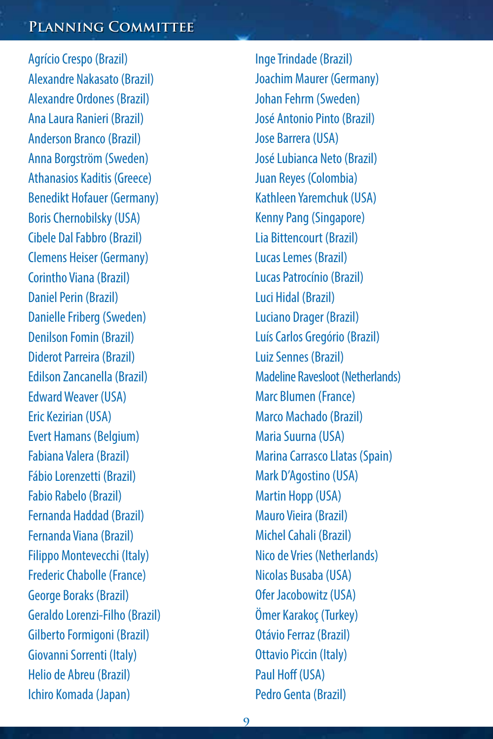## Planning Committee

Agrício Crespo (Brazil)
Alexandre Nakasato (Brazil)
Alexandre Ordones (Brazil)
Ana Laura Ranieri (Brazil)
Anderson Branco (Brazil)
Anna Borgström (Sweden)
Athanasios Kaditis (Greece)
Benedikt Hofauer (Germany)
Boris Chernobilsky (USA)
Cibele Dal Fabbro (Brazil)
Clemens Heiser (Germany)
Corintho Viana (Brazil)
Daniel Perin (Brazil)
Danielle Friberg (Sweden)
Denilson Fomin (Brazil)
Diderot Parreira (Brazil)
Edilson Zancanella (Brazil)
Edward Weaver (USA)
Eric Kezirian (USA)
Evert Hamans (Belgium)
Fabiana Valera (Brazil)
Fábio Lorenzetti (Brazil)
Fabio Rabelo (Brazil)
Fernanda Haddad (Brazil)
Fernanda Viana (Brazil)
Filippo Montevecchi (Italy)
Frederic Chabolle (France)
George Boraks (Brazil)
Geraldo Lorenzi-Filho (Brazil)
Gilberto Formigoni (Brazil)
Giovanni Sorrenti (Italy)
Helio de Abreu (Brazil)
Ichiro Komada (Japan)
Inge Trindade (Brazil)
Joachim Maurer (Germany)
Johan Fehrm (Sweden)
José Antonio Pinto (Brazil)
Jose Barrera (USA)
José Lubianca Neto (Brazil)
Juan Reyes (Colombia)
Kathleen Yaremchuk (USA)
Kenny Pang (Singapore)
Lia Bittencourt (Brazil)
Lucas Lemes (Brazil)
Lucas Patrocínio (Brazil)
Luci Hidal (Brazil)
Luciano Drager (Brazil)
Luís Carlos Gregório (Brazil)
Luiz Sennes (Brazil)
Madeline Ravesloot (Netherlands)
Marc Blumen (France)
Marco Machado (Brazil)
Maria Suurna (USA)
Marina Carrasco Llatas (Spain)
Mark D'Agostino (USA)
Martin Hopp (USA)
Mauro Vieira (Brazil)
Michel Cahali (Brazil)
Nico de Vries (Netherlands)
Nicolas Busaba (USA)
Ofer Jacobowitz (USA)
Ömer Karakoç (Turkey)
Otávio Ferraz (Brazil)
Ottavio Piccin (Italy)
Paul Hoff (USA)
Pedro Genta (Brazil)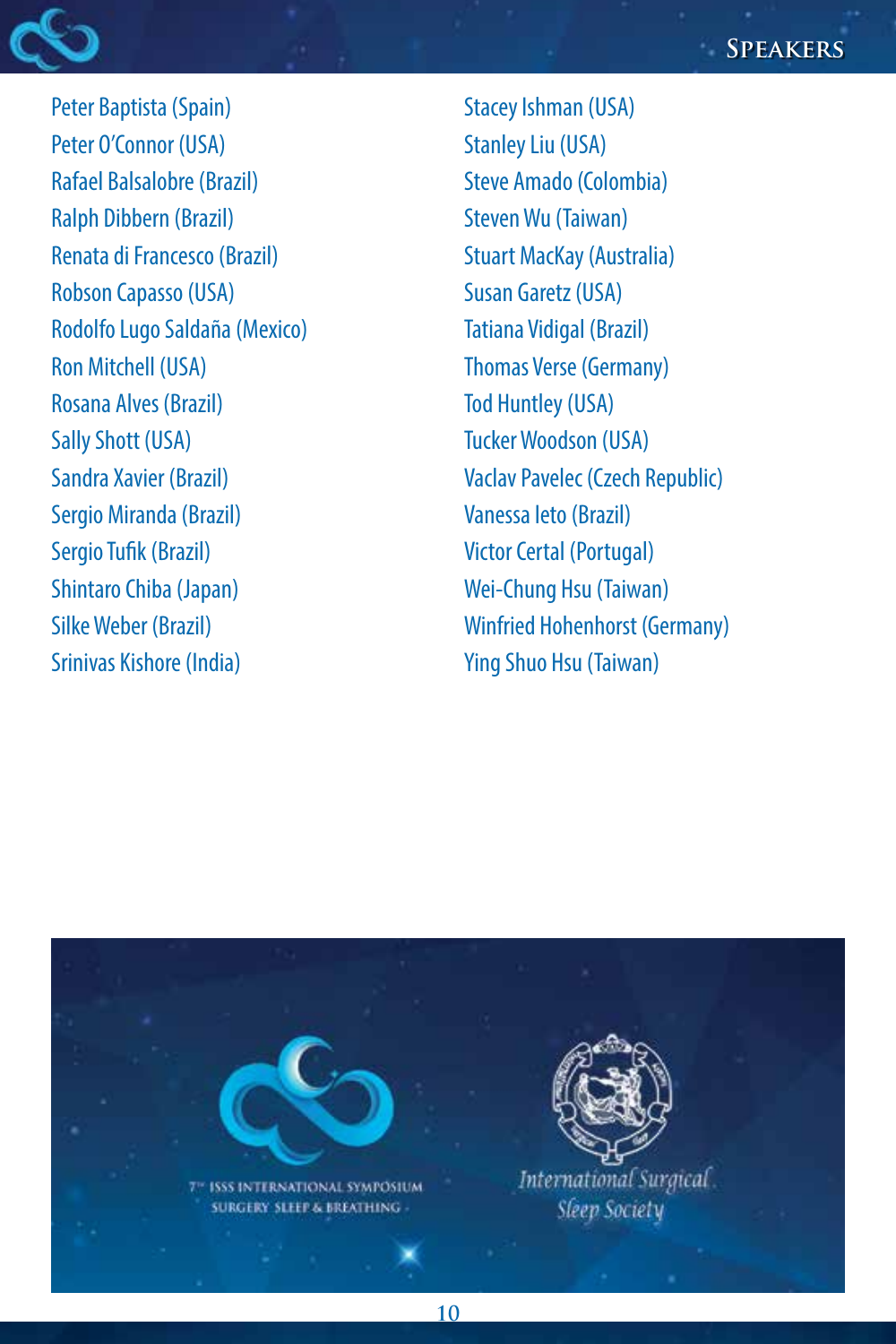Peter Baptista (Spain)
Peter O'Connor (USA)
Rafael Balsalobre (Brazil)
Ralph Dibbern (Brazil)
Renata di Francesco (Brazil)
Robson Capasso (USA)
Rodolfo Lugo Saldaña (Mexico)
Ron Mitchell (USA)
Rosana Alves (Brazil)
Sally Shott (USA)
Sandra Xavier (Brazil)
Sergio Miranda (Brazil)
Sergio Tufik (Brazil)
Shintaro Chiba (Japan)
Silke Weber (Brazil)
Srinivas Kishore (India)
Stacey Ishman (USA)
Stanley Liu (USA)
Steve Amado (Colombia)
Steven Wu (Taiwan)
Stuart MacKay (Australia)
Susan Garetz (USA)
Tatiana Vidigal (Brazil)
Thomas Verse (Germany)
Tod Huntley (USA)
Tucker Woodson (USA)
Vaclav Pavelec (Czech Republic)
Vanessa Ieto (Brazil)
Victor Certal (Portugal)
Wei-Chung Hsu (Taiwan)
Winfried Hohenhorst (Germany)
Ying Shuo Hsu (Taiwan)

7th ISSS INTERNATIONAL SYMPOSIUM SURGERY SLEEP & BREATHING

International Surgical Sleep Society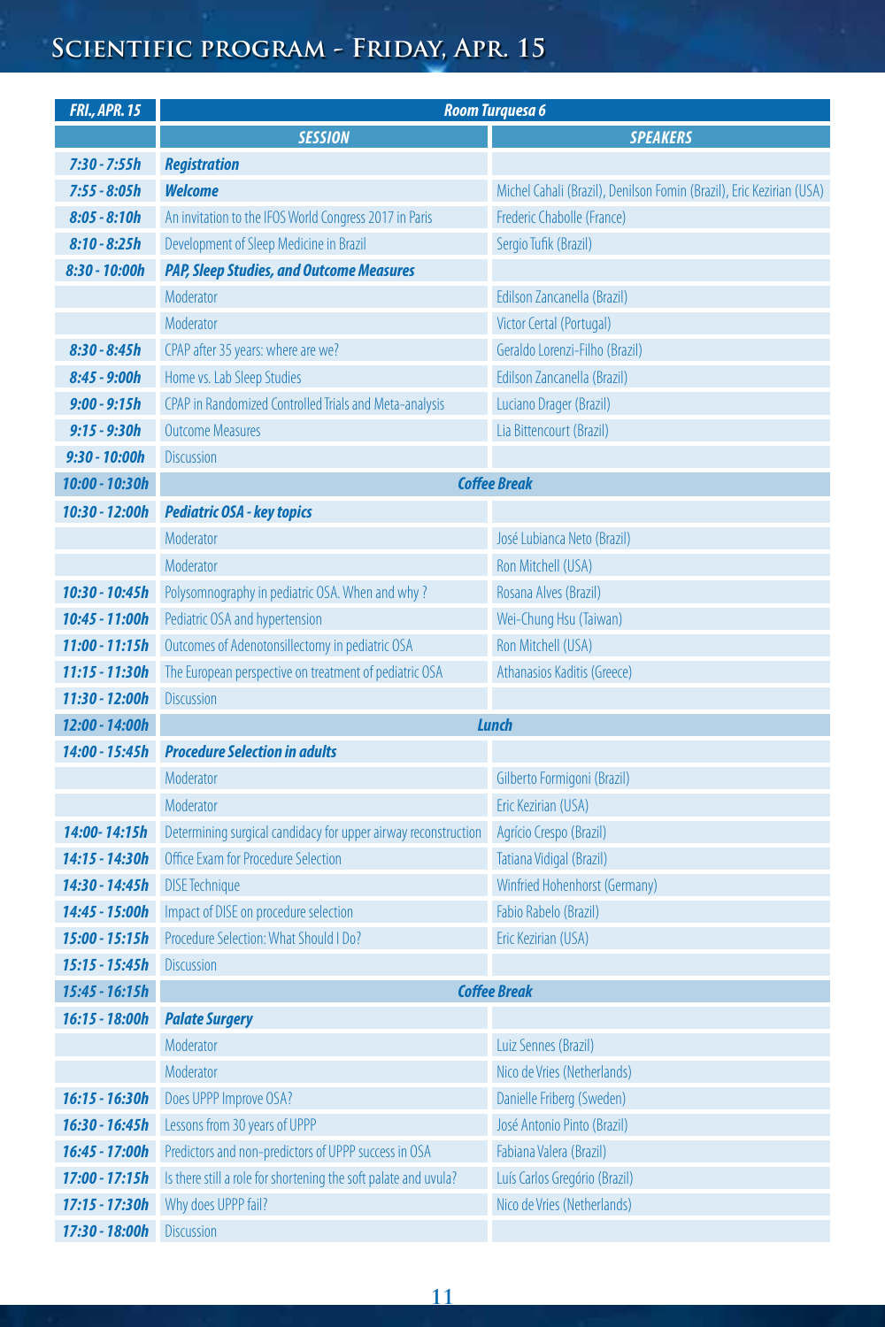# Scientific program - Friday, Apr. 15

| FRI., APR. 15 | Room Turquesa 6 | |
|---|---|---|
| | **SESSION** | **SPEAKERS** |
| 7:30 - 7:55h | **Registration** | |
| 7:55 - 8:05h | **Welcome** | Michel Cahali (Brazil), Denilson Fomin (Brazil), Eric Kezirian (USA) |
| 8:05 - 8:10h | An invitation to the IFOS World Congress 2017 in Paris | Frederic Chabolle (France) |
| 8:10 - 8:25h | Development of Sleep Medicine in Brazil | Sergio Tufik (Brazil) |
| 8:30 - 10:00h | **PAP, Sleep Studies, and Outcome Measures** | |
| | Moderator | Edilson Zancanella (Brazil) |
| | Moderator | Victor Certal (Portugal) |
| 8:30 - 8:45h | CPAP after 35 years: where are we? | Geraldo Lorenzi-Filho (Brazil) |
| 8:45 - 9:00h | Home vs. Lab Sleep Studies | Edilson Zancanella (Brazil) |
| 9:00 - 9:15h | CPAP in Randomized Controlled Trials and Meta-analysis | Luciano Drager (Brazil) |
| 9:15 - 9:30h | Outcome Measures | Lia Bittencourt (Brazil) |
| 9:30 - 10:00h | Discussion | |
| 10:00 - 10:30h | **Coffee Break** | |
| 10:30 - 12:00h | **Pediatric OSA - key topics** | |
| | Moderator | José Lubianca Neto (Brazil) |
| | Moderator | Ron Mitchell (USA) |
| 10:30 - 10:45h | Polysomnography in pediatric OSA. When and why ? | Rosana Alves (Brazil) |
| 10:45 - 11:00h | Pediatric OSA and hypertension | Wei-Chung Hsu (Taiwan) |
| 11:00 - 11:15h | Outcomes of Adenotonsillectomy in pediatric OSA | Ron Mitchell (USA) |
| 11:15 - 11:30h | The European perspective on treatment of pediatric OSA | Athanasios Kaditis (Greece) |
| 11:30 - 12:00h | Discussion | |
| 12:00 - 14:00h | **Lunch** | |
| 14:00 - 15:45h | **Procedure Selection in adults** | |
| | Moderator | Gilberto Formigoni (Brazil) |
| | Moderator | Eric Kezirian (USA) |
| 14:00- 14:15h | Determining surgical candidacy for upper airway reconstruction | Agrício Crespo (Brazil) |
| 14:15 - 14:30h | Office Exam for Procedure Selection | Tatiana Vidigal (Brazil) |
| 14:30 - 14:45h | DISE Technique | Winfried Hohenhorst (Germany) |
| 14:45 - 15:00h | Impact of DISE on procedure selection | Fabio Rabelo (Brazil) |
| 15:00 - 15:15h | Procedure Selection: What Should I Do? | Eric Kezirian (USA) |
| 15:15 - 15:45h | Discussion | |
| 15:45 - 16:15h | **Coffee Break** | |
| 16:15 - 18:00h | **Palate Surgery** | |
| | Moderator | Luiz Sennes (Brazil) |
| | Moderator | Nico de Vries (Netherlands) |
| 16:15 - 16:30h | Does UPPP Improve OSA? | Danielle Friberg (Sweden) |
| 16:30 - 16:45h | Lessons from 30 years of UPPP | José Antonio Pinto (Brazil) |
| 16:45 - 17:00h | Predictors and non-predictors of UPPP success in OSA | Fabiana Valera (Brazil) |
| 17:00 - 17:15h | Is there still a role for shortening the soft palate and uvula? | Luís Carlos Gregório (Brazil) |
| 17:15 - 17:30h | Why does UPPP fail? | Nico de Vries (Netherlands) |
| 17:30 - 18:00h | Discussion | |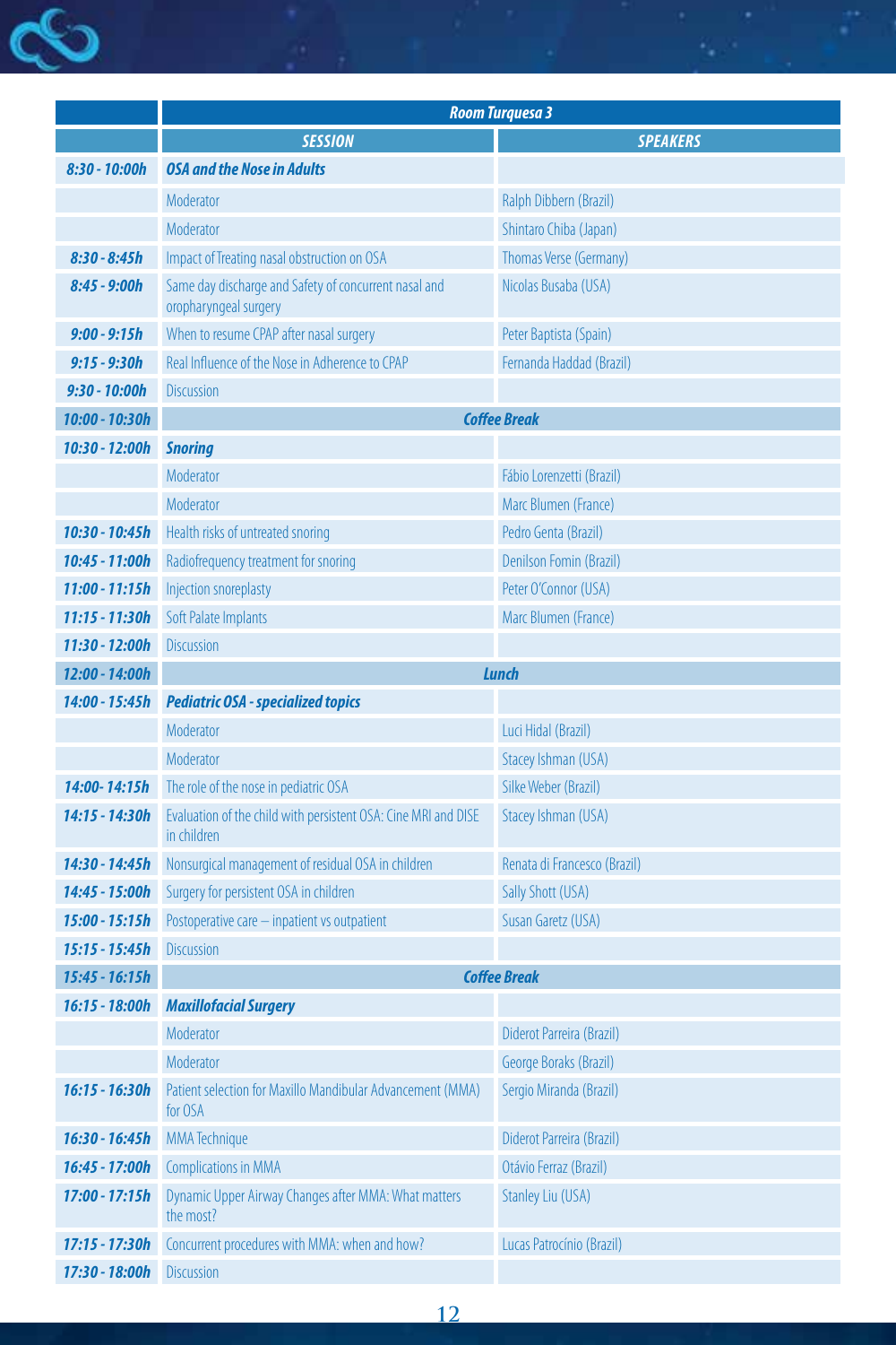| | Room Turquesa 3 | |
|---|---|---|
| | **SESSION** | **SPEAKERS** |
| **8:30 - 10:00h** | ***OSA and the Nose in Adults*** | |
| | Moderator | Ralph Dibbern (Brazil) |
| | Moderator | Shintaro Chiba (Japan) |
| **8:30 - 8:45h** | Impact of Treating nasal obstruction on OSA | Thomas Verse (Germany) |
| **8:45 - 9:00h** | Same day discharge and Safety of concurrent nasal and oropharyngeal surgery | Nicolas Busaba (USA) |
| **9:00 - 9:15h** | When to resume CPAP after nasal surgery | Peter Baptista (Spain) |
| **9:15 - 9:30h** | Real Influence of the Nose in Adherence to CPAP | Fernanda Haddad (Brazil) |
| **9:30 - 10:00h** | Discussion | |
| **10:00 - 10:30h** | ***Coffee Break*** | |
| **10:30 - 12:00h** | ***Snoring*** | |
| | Moderator | Fábio Lorenzetti (Brazil) |
| | Moderator | Marc Blumen (France) |
| **10:30 - 10:45h** | Health risks of untreated snoring | Pedro Genta (Brazil) |
| **10:45 - 11:00h** | Radiofrequency treatment for snoring | Denilson Fomin (Brazil) |
| **11:00 - 11:15h** | Injection snoreplasty | Peter O'Connor (USA) |
| **11:15 - 11:30h** | Soft Palate Implants | Marc Blumen (France) |
| **11:30 - 12:00h** | Discussion | |
| **12:00 - 14:00h** | ***Lunch*** | |
| **14:00 - 15:45h** | ***Pediatric OSA - specialized topics*** | |
| | Moderator | Luci Hidal (Brazil) |
| | Moderator | Stacey Ishman (USA) |
| **14:00- 14:15h** | The role of the nose in pediatric OSA | Silke Weber (Brazil) |
| **14:15 - 14:30h** | Evaluation of the child with persistent OSA: Cine MRI and DISE in children | Stacey Ishman (USA) |
| **14:30 - 14:45h** | Nonsurgical management of residual OSA in children | Renata di Francesco (Brazil) |
| **14:45 - 15:00h** | Surgery for persistent OSA in children | Sally Shott (USA) |
| **15:00 - 15:15h** | Postoperative care – inpatient vs outpatient | Susan Garetz (USA) |
| **15:15 - 15:45h** | Discussion | |
| **15:45 - 16:15h** | ***Coffee Break*** | |
| **16:15 - 18:00h** | ***Maxillofacial Surgery*** | |
| | Moderator | Diderot Parreira (Brazil) |
| | Moderator | George Boraks (Brazil) |
| **16:15 - 16:30h** | Patient selection for Maxillo Mandibular Advancement (MMA) for OSA | Sergio Miranda (Brazil) |
| **16:30 - 16:45h** | MMA Technique | Diderot Parreira (Brazil) |
| **16:45 - 17:00h** | Complications in MMA | Otávio Ferraz (Brazil) |
| **17:00 - 17:15h** | Dynamic Upper Airway Changes after MMA: What matters the most? | Stanley Liu (USA) |
| **17:15 - 17:30h** | Concurrent procedures with MMA: when and how? | Lucas Patrocínio (Brazil) |
| **17:30 - 18:00h** | Discussion | |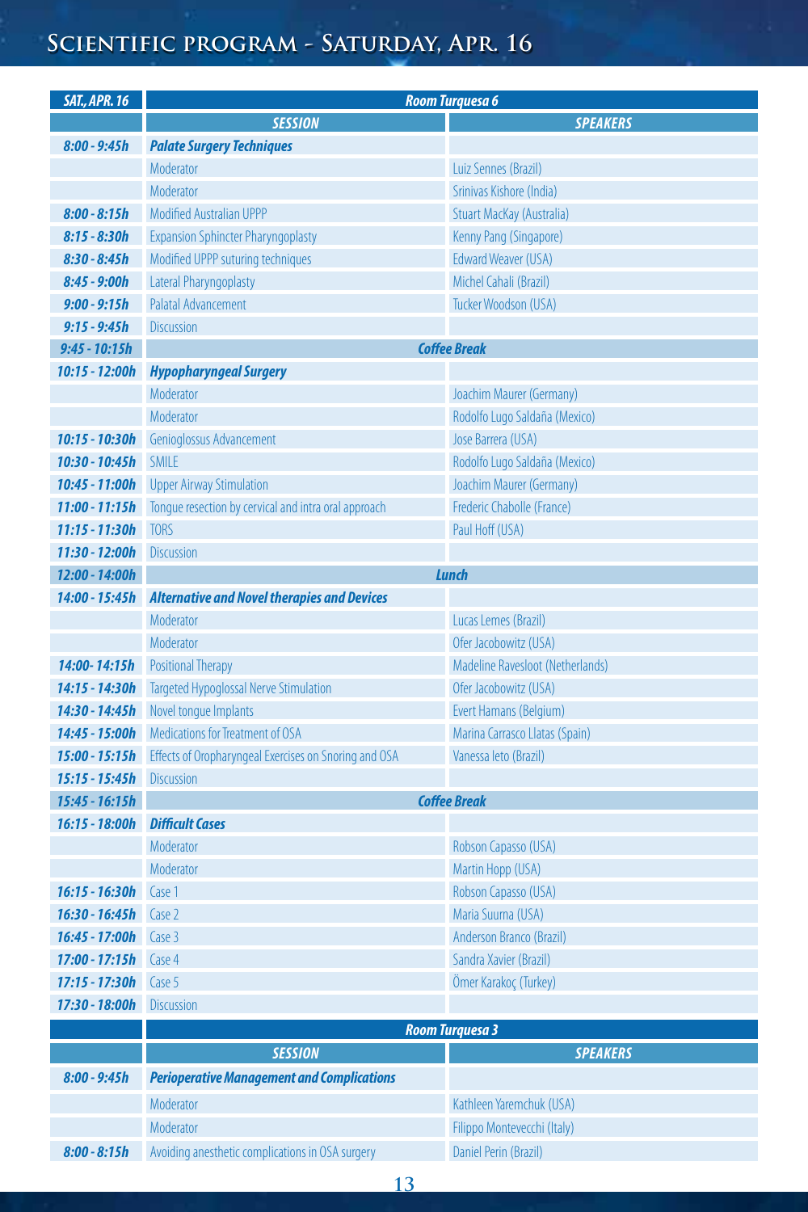# Scientific program - Saturday, Apr. 16

| SAT., APR. 16 | Room Turquesa 6 | |
|---|---|---|
| | **SESSION** | **SPEAKERS** |
| **8:00 - 9:45h** | **Palate Surgery Techniques** | |
| | Moderator | Luiz Sennes (Brazil) |
| | Moderator | Srinivas Kishore (India) |
| **8:00 - 8:15h** | Modified Australian UPPP | Stuart MacKay (Australia) |
| **8:15 - 8:30h** | Expansion Sphincter Pharyngoplasty | Kenny Pang (Singapore) |
| **8:30 - 8:45h** | Modified UPPP suturing techniques | Edward Weaver (USA) |
| **8:45 - 9:00h** | Lateral Pharyngoplasty | Michel Cahali (Brazil) |
| **9:00 - 9:15h** | Palatal Advancement | Tucker Woodson (USA) |
| **9:15 - 9:45h** | Discussion | |
| **9:45 - 10:15h** | **Coffee Break** | |
| **10:15 - 12:00h** | **Hypopharyngeal Surgery** | |
| | Moderator | Joachim Maurer (Germany) |
| | Moderator | Rodolfo Lugo Saldaña (Mexico) |
| **10:15 - 10:30h** | Genioglossus Advancement | Jose Barrera (USA) |
| **10:30 - 10:45h** | SMILE | Rodolfo Lugo Saldaña (Mexico) |
| **10:45 - 11:00h** | Upper Airway Stimulation | Joachim Maurer (Germany) |
| **11:00 - 11:15h** | Tongue resection by cervical and intra oral approach | Frederic Chabolle (France) |
| **11:15 - 11:30h** | TORS | Paul Hoff (USA) |
| **11:30 - 12:00h** | Discussion | |
| **12:00 - 14:00h** | **Lunch** | |
| **14:00 - 15:45h** | **Alternative and Novel therapies and Devices** | |
| | Moderator | Lucas Lemes (Brazil) |
| | Moderator | Ofer Jacobowitz (USA) |
| **14:00- 14:15h** | Positional Therapy | Madeline Ravesloot (Netherlands) |
| **14:15 - 14:30h** | Targeted Hypoglossal Nerve Stimulation | Ofer Jacobowitz (USA) |
| **14:30 - 14:45h** | Novel tongue Implants | Evert Hamans (Belgium) |
| **14:45 - 15:00h** | Medications for Treatment of OSA | Marina Carrasco Llatas (Spain) |
| **15:00 - 15:15h** | Effects of Oropharyngeal Exercises on Snoring and OSA | Vanessa Ieto (Brazil) |
| **15:15 - 15:45h** | Discussion | |
| **15:45 - 16:15h** | **Coffee Break** | |
| **16:15 - 18:00h** | **Difficult Cases** | |
| | Moderator | Robson Capasso (USA) |
| | Moderator | Martin Hopp (USA) |
| **16:15 - 16:30h** | Case 1 | Robson Capasso (USA) |
| **16:30 - 16:45h** | Case 2 | Maria Suurna (USA) |
| **16:45 - 17:00h** | Case 3 | Anderson Branco (Brazil) |
| **17:00 - 17:15h** | Case 4 | Sandra Xavier (Brazil) |
| **17:15 - 17:30h** | Case 5 | Ömer Karakoç (Turkey) |
| **17:30 - 18:00h** | Discussion | |

| | Room Turquesa 3 | |
|---|---|---|
| | **SESSION** | **SPEAKERS** |
| **8:00 - 9:45h** | **Perioperative Management and Complications** | |
| | Moderator | Kathleen Yaremchuk (USA) |
| | Moderator | Filippo Montevecchi (Italy) |
| **8:00 - 8:15h** | Avoiding anesthetic complications in OSA surgery | Daniel Perin (Brazil) |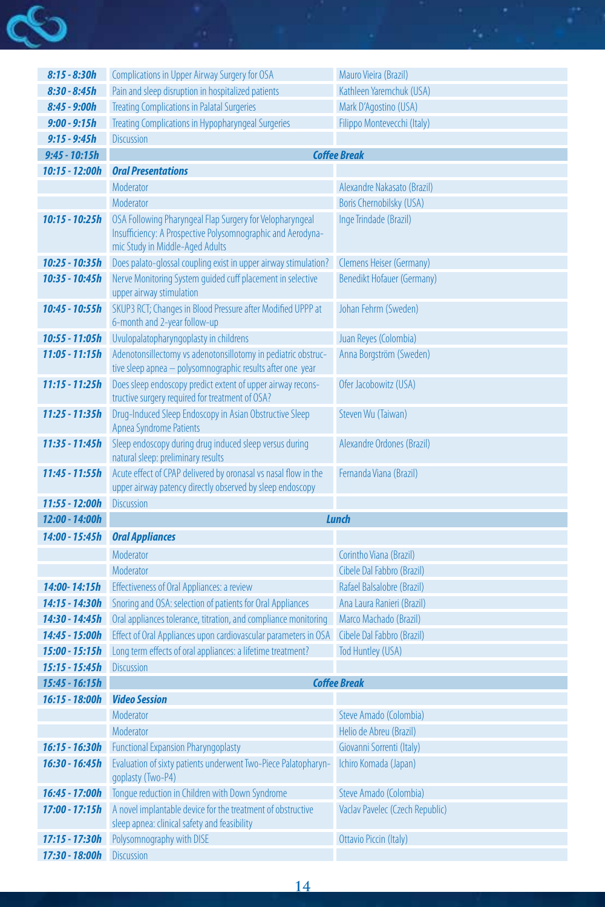| | | |
|---|---|---|
| ***8:15 - 8:30h*** | Complications in Upper Airway Surgery for OSA | Mauro Vieira (Brazil) |
| ***8:30 - 8:45h*** | Pain and sleep disruption in hospitalized patients | Kathleen Yaremchuk (USA) |
| ***8:45 - 9:00h*** | Treating Complications in Palatal Surgeries | Mark D'Agostino (USA) |
| ***9:00 - 9:15h*** | Treating Complications in Hypopharyngeal Surgeries | Filippo Montevecchi (Italy) |
| ***9:15 - 9:45h*** | Discussion | |
| ***9:45 - 10:15h*** | ***Coffee Break*** | |
| ***10:15 - 12:00h*** | ***Oral Presentations*** | |
| | Moderator | Alexandre Nakasato (Brazil) |
| | Moderator | Boris Chernobilsky (USA) |
| ***10:15 - 10:25h*** | OSA Following Pharyngeal Flap Surgery for Velopharyngeal Insufficiency: A Prospective Polysomnographic and Aerodynamic Study in Middle-Aged Adults | Inge Trindade (Brazil) |
| ***10:25 - 10:35h*** | Does palato-glossal coupling exist in upper airway stimulation? | Clemens Heiser (Germany) |
| ***10:35 - 10:45h*** | Nerve Monitoring System guided cuff placement in selective upper airway stimulation | Benedikt Hofauer (Germany) |
| ***10:45 - 10:55h*** | SKUP3 RCT; Changes in Blood Pressure after Modified UPPP at 6-month and 2-year follow-up | Johan Fehrm (Sweden) |
| ***10:55 - 11:05h*** | Uvulopalatopharyngoplasty in childrens | Juan Reyes (Colombia) |
| ***11:05 - 11:15h*** | Adenotonsillectomy vs adenotonsillotomy in pediatric obstructive sleep apnea – polysomnographic results after one year | Anna Borgström (Sweden) |
| ***11:15 - 11:25h*** | Does sleep endoscopy predict extent of upper airway reconstructive surgery required for treatment of OSA? | Ofer Jacobowitz (USA) |
| ***11:25 - 11:35h*** | Drug-Induced Sleep Endoscopy in Asian Obstructive Sleep Apnea Syndrome Patients | Steven Wu (Taiwan) |
| ***11:35 - 11:45h*** | Sleep endoscopy during drug induced sleep versus during natural sleep: preliminary results | Alexandre Ordones (Brazil) |
| ***11:45 - 11:55h*** | Acute effect of CPAP delivered by oronasal vs nasal flow in the upper airway patency directly observed by sleep endoscopy | Fernanda Viana (Brazil) |
| ***11:55 - 12:00h*** | Discussion | |
| ***12:00 - 14:00h*** | ***Lunch*** | |
| ***14:00 - 15:45h*** | ***Oral Appliances*** | |
| | Moderator | Corintho Viana (Brazil) |
| | Moderator | Cibele Dal Fabbro (Brazil) |
| ***14:00- 14:15h*** | Effectiveness of Oral Appliances: a review | Rafael Balsalobre (Brazil) |
| ***14:15 - 14:30h*** | Snoring and OSA: selection of patients for Oral Appliances | Ana Laura Ranieri (Brazil) |
| ***14:30 - 14:45h*** | Oral appliances tolerance, titration, and compliance monitoring | Marco Machado (Brazil) |
| ***14:45 - 15:00h*** | Effect of Oral Appliances upon cardiovascular parameters in OSA | Cibele Dal Fabbro (Brazil) |
| ***15:00 - 15:15h*** | Long term effects of oral appliances: a lifetime treatment? | Tod Huntley (USA) |
| ***15:15 - 15:45h*** | Discussion | |
| ***15:45 - 16:15h*** | ***Coffee Break*** | |
| ***16:15 - 18:00h*** | ***Video Session*** | |
| | Moderator | Steve Amado (Colombia) |
| | Moderator | Helio de Abreu (Brazil) |
| ***16:15 - 16:30h*** | Functional Expansion Pharyngoplasty | Giovanni Sorrenti (Italy) |
| ***16:30 - 16:45h*** | Evaluation of sixty patients underwent Two-Piece Palatopharyngoplasty (Two-P4) | Ichiro Komada (Japan) |
| ***16:45 - 17:00h*** | Tongue reduction in Children with Down Syndrome | Steve Amado (Colombia) |
| ***17:00 - 17:15h*** | A novel implantable device for the treatment of obstructive sleep apnea: clinical safety and feasibility | Vaclav Pavelec (Czech Republic) |
| ***17:15 - 17:30h*** | Polysomnography with DISE | Ottavio Piccin (Italy) |
| ***17:30 - 18:00h*** | Discussion | |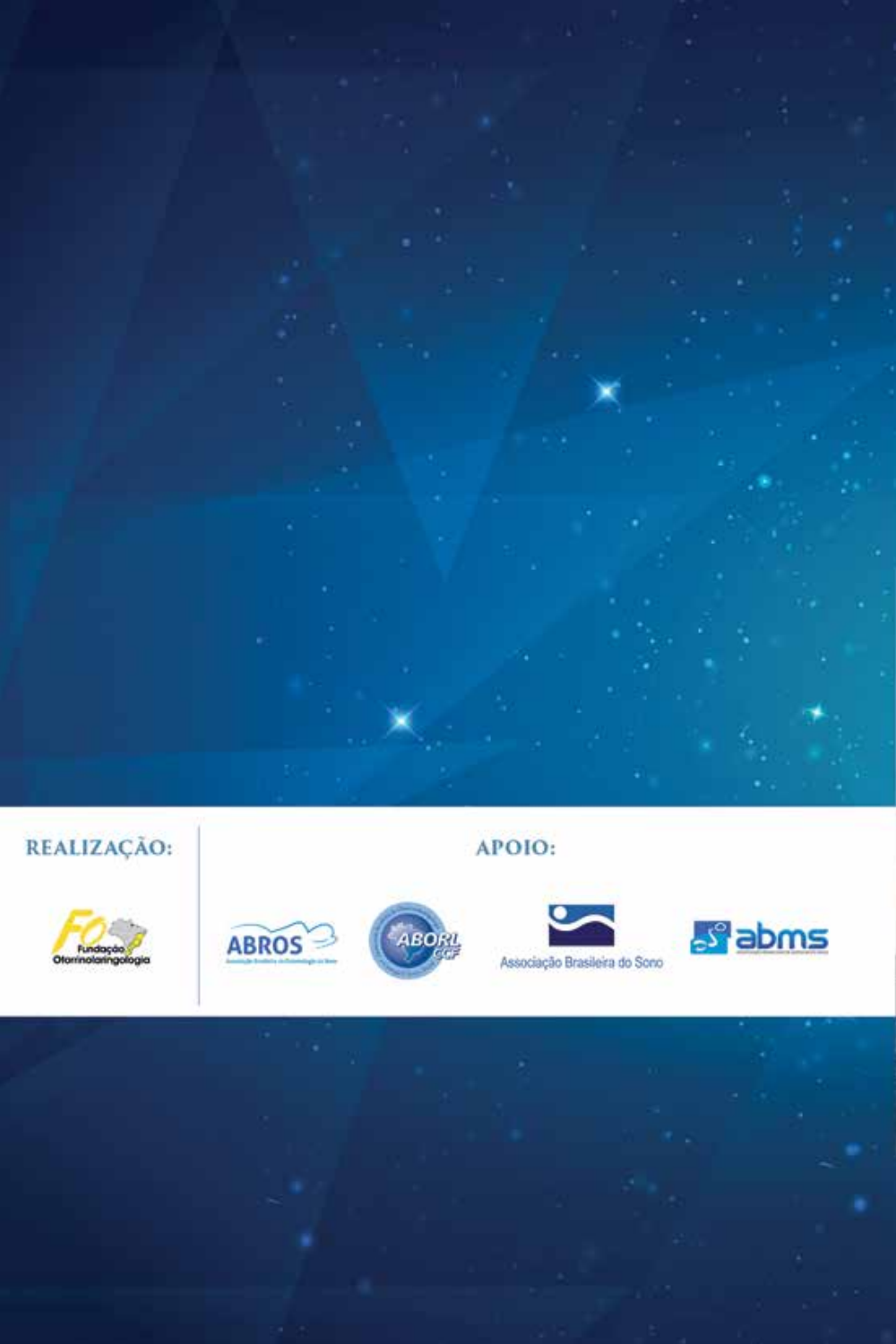**REALIZAÇÃO:**

Fundação Otorrinolaringologia

**APOIO:**

ABROS

ABORL CCF

Associação Brasileira do Sono

abms